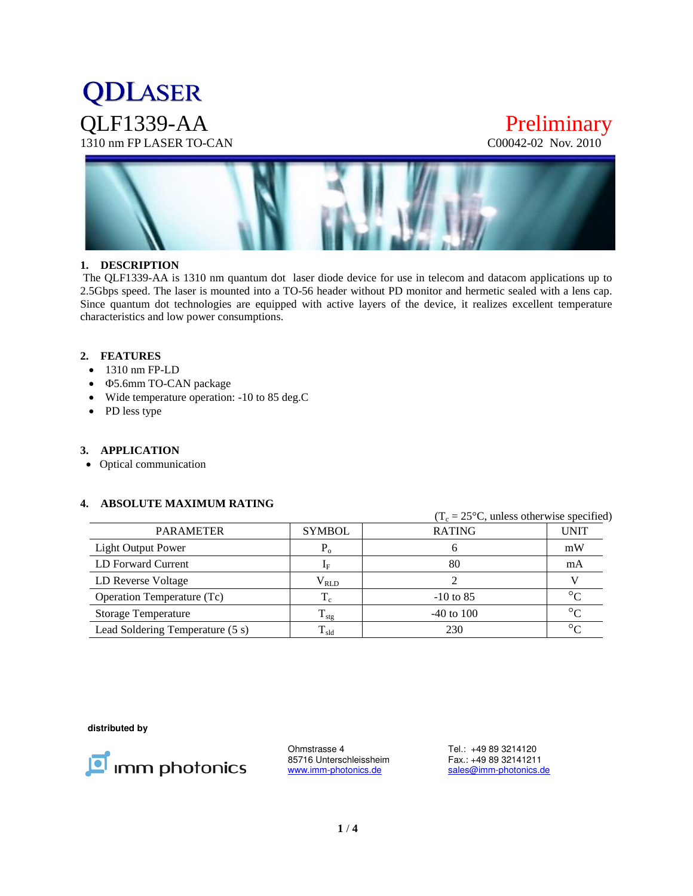# QDLASER

## QLF1339-AA

1310 nm FP LASER TO-CAN

**Preliminary**

C00042-02 Nov. 2010

### 1. DESCRIPTION

The QLF1339-AA is 1310 nm quantum dot laser diode device for use in telecom and datacom applications up to 2.5Gbps speed. The laser is mounted into a TO-56 header without PD monitor and hermetic sealed with a lens cap. Since quantum dot technologies are equipped with active layers of the device, it realizes excellent temperature characteristics and low power consumptions.

### 2. FEATURES

- 1310 nm FP-LD
- Φ5.6mm TO-CAN package
- Wide temperature operation: -10 to 85 deg.C
- PD less type

### 3. APPLICATION

- Optical communication

### 4. ABSOLUTE MAXIMUM RATING

($T_c$ = 25°C, unless otherwise specified)

| PARAMETER | SYMBOL | RATING | UNIT |
|---|---|---|---|
| Light Output Power | $P_o$ | 6 | mW |
| LD Forward Current | $I_F$ | 80 | mA |
| LD Reverse Voltage | $V_{RLD}$ | 2 | V |
| Operation Temperature (Tc) | $T_c$ | -10 to 85 | °C |
| Storage Temperature | $T_{stg}$ | -40 to 100 | °C |
| Lead Soldering Temperature (5 s) | $T_{sld}$ | 230 | °C |

**distributed by**

imm photonics

Ohmstrasse 4
85716 Unterschleissheim
www.imm-photonics.de

Tel.: +49 89 3214120
Fax.: +49 89 32141211
sales@imm-photonics.de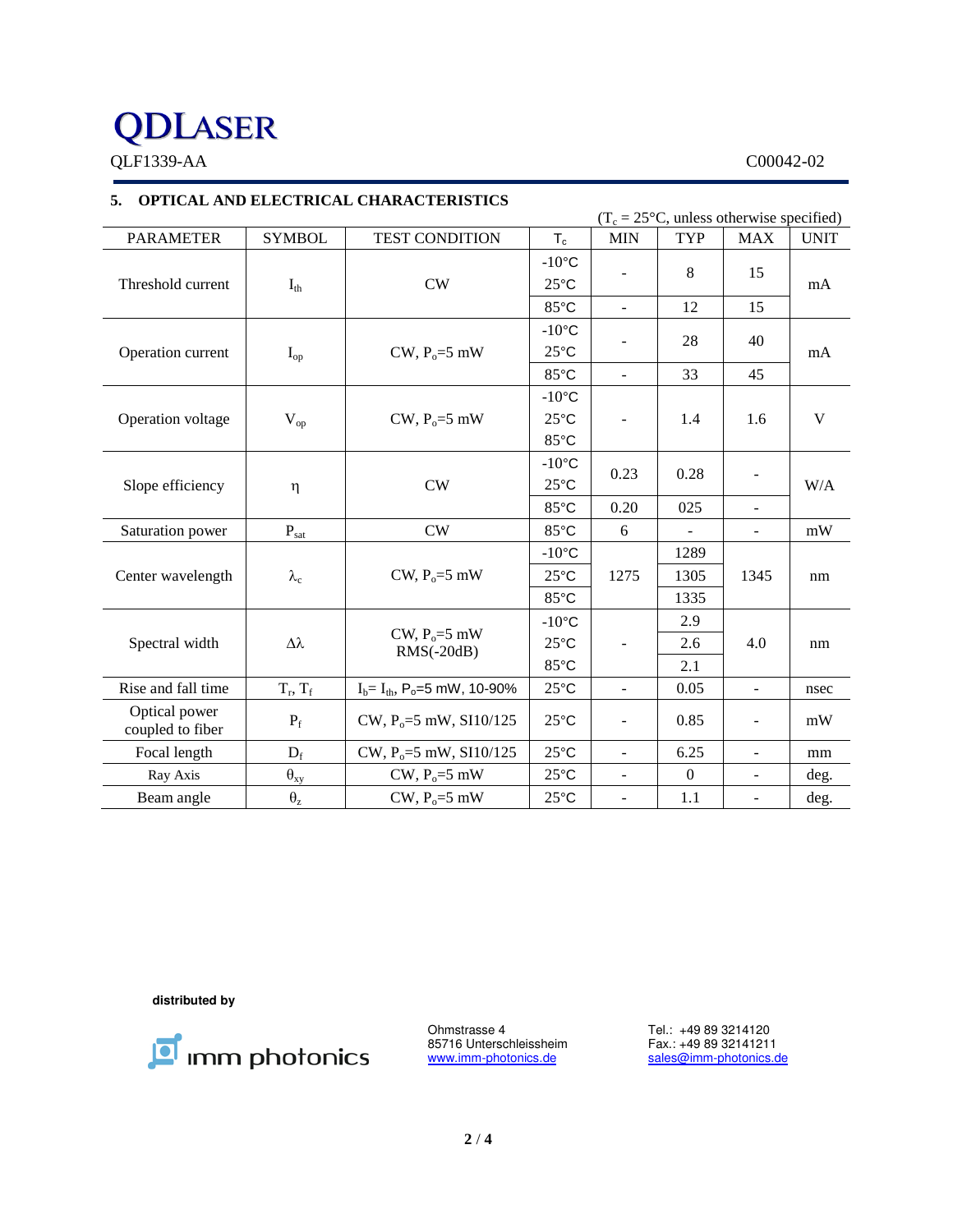QDLASER

QLF1339-AA C00042-02

## 5. OPTICAL AND ELECTRICAL CHARACTERISTICS

($T_c$ = 25°C, unless otherwise specified)

| PARAMETER | SYMBOL | TEST CONDITION | $T_c$ | MIN | TYP | MAX | UNIT |
|---|---|---|---|---|---|---|---|
| Threshold current | $I_{th}$ | CW | -10°C 25°C | - | 8 | 15 | mA |
| | | | 85°C | - | 12 | 15 | |
| Operation current | $I_{op}$ | CW, $P_o$=5 mW | -10°C 25°C | - | 28 | 40 | mA |
| | | | 85°C | - | 33 | 45 | |
| Operation voltage | $V_{op}$ | CW, $P_o$=5 mW | -10°C 25°C 85°C | - | 1.4 | 1.6 | V |
| Slope efficiency | η | CW | -10°C 25°C | 0.23 | 0.28 | - | W/A |
| | | | 85°C | 0.20 | 025 | - | |
| Saturation power | $P_{sat}$ | CW | 85°C | 6 | - | - | mW |
| Center wavelength | $\lambda_c$ | CW, $P_o$=5 mW | -10°C | 1275 | 1289 | 1345 | nm |
| | | | 25°C | | 1305 | | |
| | | | 85°C | | 1335 | | |
| Spectral width | Δλ | CW, $P_o$=5 mW RMS(-20dB) | -10°C | - | 2.9 | 4.0 | nm |
| | | | 25°C | | 2.6 | | |
| | | | 85°C | | 2.1 | | |
| Rise and fall time | $T_r$, $T_f$ | $I_b$= $I_{th}$, $P_o$=5 mW, 10-90% | 25°C | - | 0.05 | - | nsec |
| Optical power coupled to fiber | $P_f$ | CW, $P_o$=5 mW, SI10/125 | 25°C | - | 0.85 | - | mW |
| Focal length | $D_f$ | CW, $P_o$=5 mW, SI10/125 | 25°C | - | 6.25 | - | mm |
| Ray Axis | $\theta_{xy}$ | CW, $P_o$=5 mW | 25°C | - | 0 | - | deg. |
| Beam angle | $\theta_z$ | CW, $P_o$=5 mW | 25°C | - | 1.1 | - | deg. |

**distributed by**

imm photonics

Ohmstrasse 4
85716 Unterschleissheim
www.imm-photonics.de

Tel.: +49 89 3214120
Fax.: +49 89 32141211
sales@imm-photonics.de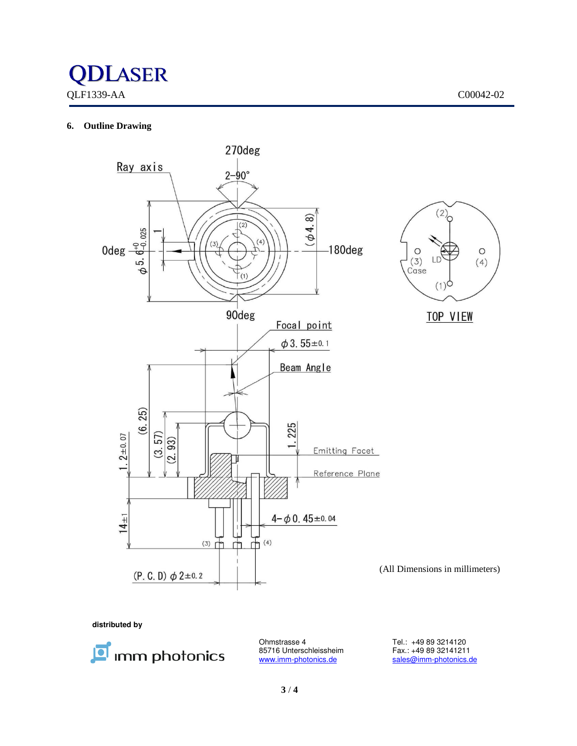## 6. Outline Drawing

(All Dimensions in millimeters)

**distributed by**

imm photonics

Ohmstrasse 4
85716 Unterschleissheim
www.imm-photonics.de

Tel.: +49 89 3214120
Fax.: +49 89 32141211
sales@imm-photonics.de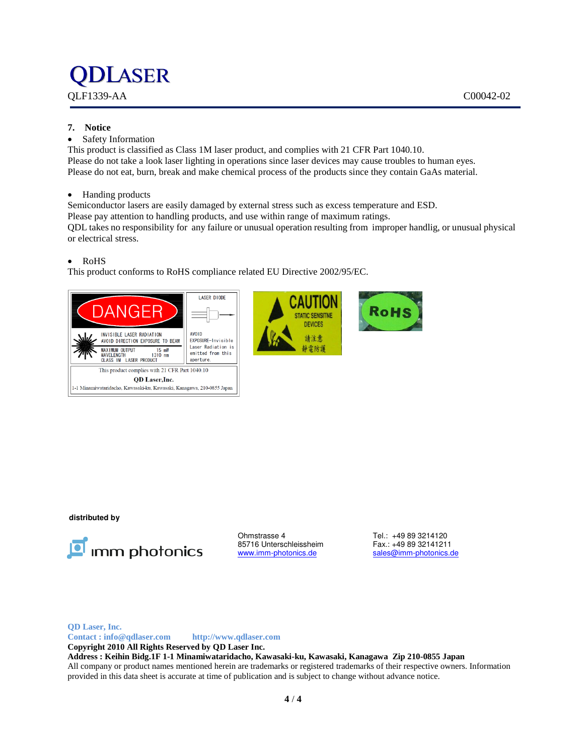QDLASER

QLF1339-AA C00042-02

## 7. Notice

- Safety Information

This product is classified as Class 1M laser product, and complies with 21 CFR Part 1040.10.
Please do not take a look laser lighting in operations since laser devices may cause troubles to human eyes.
Please do not eat, burn, break and make chemical process of the products since they contain GaAs material.

- Handing products

Semiconductor lasers are easily damaged by external stress such as excess temperature and ESD.
Please pay attention to handling products, and use within range of maximum ratings.
QDL takes no responsibility for any failure or unusual operation resulting from improper handlig, or unusual physical or electrical stress.

- RoHS

This product conforms to RoHS compliance related EU Directive 2002/95/EC.

DANGER
INVISIBLE LASER RADIATION
AVOID DIRECTION EXPOSURE TO BEAM
MAXIMUM OUTPUT 15 mW
WAVELENGTH 1310 nm
CLASS 1M LASER PRODUCT

LASER DIODE
AVOID EXPOSURE–Invisible Laser Radiation is emitted from this aperture.

This product complies with 21 CFR Part 1040.10
QD Laser,Inc.
1-1 Minamiwataridacho, Kawasaki-ku, Kawasaki, Kanagawa, 210-0855 Japan

CAUTION
STATIC SENSITNE DEVICES
請注意
靜電防護

RoHS

**distributed by**

imm photonics

Ohmstrasse 4
85716 Unterschleissheim
www.imm-photonics.de

Tel.: +49 89 3214120
Fax.: +49 89 32141211
sales@imm-photonics.de

**QD Laser, Inc.**
**Contact : info@qdlaser.com http://www.qdlaser.com**
**Copyright 2010 All Rights Reserved by QD Laser Inc.**
**Address : Keihin Bidg.1F 1-1 Minamiwataridacho, Kawasaki-ku, Kawasaki, Kanagawa Zip 210-0855 Japan**
All company or product names mentioned herein are trademarks or registered trademarks of their respective owners. Information provided in this data sheet is accurate at time of publication and is subject to change without advance notice.